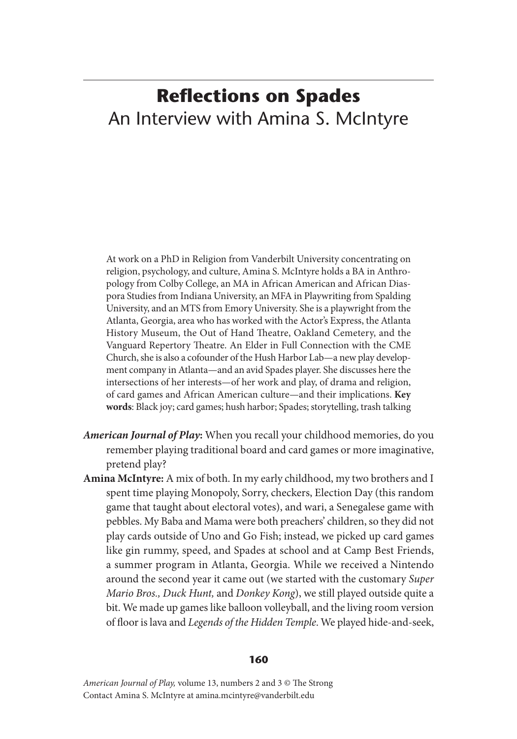# Reflections on Spades

## An Interview with Amina S. McIntyre

At work on a PhD in Religion from Vanderbilt University concentrating on religion, psychology, and culture, Amina S. McIntyre holds a BA in Anthropology from Colby College, an MA in African American and African Diaspora Studies from Indiana University, an MFA in Playwriting from Spalding University, and an MTS from Emory University. She is a playwright from the Atlanta, Georgia, area who has worked with the Actor's Express, the Atlanta History Museum, the Out of Hand Theatre, Oakland Cemetery, and the Vanguard Repertory Theatre. An Elder in Full Connection with the CME Church, she is also a cofounder of the Hush Harbor Lab—a new play development company in Atlanta—and an avid Spades player. She discusses here the intersections of her interests—of her work and play, of drama and religion, of card games and African American culture—and their implications. **Key words**: Black joy; card games; hush harbor; Spades; storytelling, trash talking

***American Journal of Play*:** When you recall your childhood memories, do you remember playing traditional board and card games or more imaginative, pretend play?

**Amina McIntyre:** A mix of both. In my early childhood, my two brothers and I spent time playing Monopoly, Sorry, checkers, Election Day (this random game that taught about electoral votes), and wari, a Senegalese game with pebbles. My Baba and Mama were both preachers' children, so they did not play cards outside of Uno and Go Fish; instead, we picked up card games like gin rummy, speed, and Spades at school and at Camp Best Friends, a summer program in Atlanta, Georgia. While we received a Nintendo around the second year it came out (we started with the customary *Super Mario Bros., Duck Hunt,* and *Donkey Kong*), we still played outside quite a bit. We made up games like balloon volleyball, and the living room version of floor is lava and *Legends of the Hidden Temple*. We played hide-and-seek,

*American Journal of Play,* volume 13, numbers 2 and 3 © The Strong
Contact Amina S. McIntyre at amina.mcintyre@vanderbilt.edu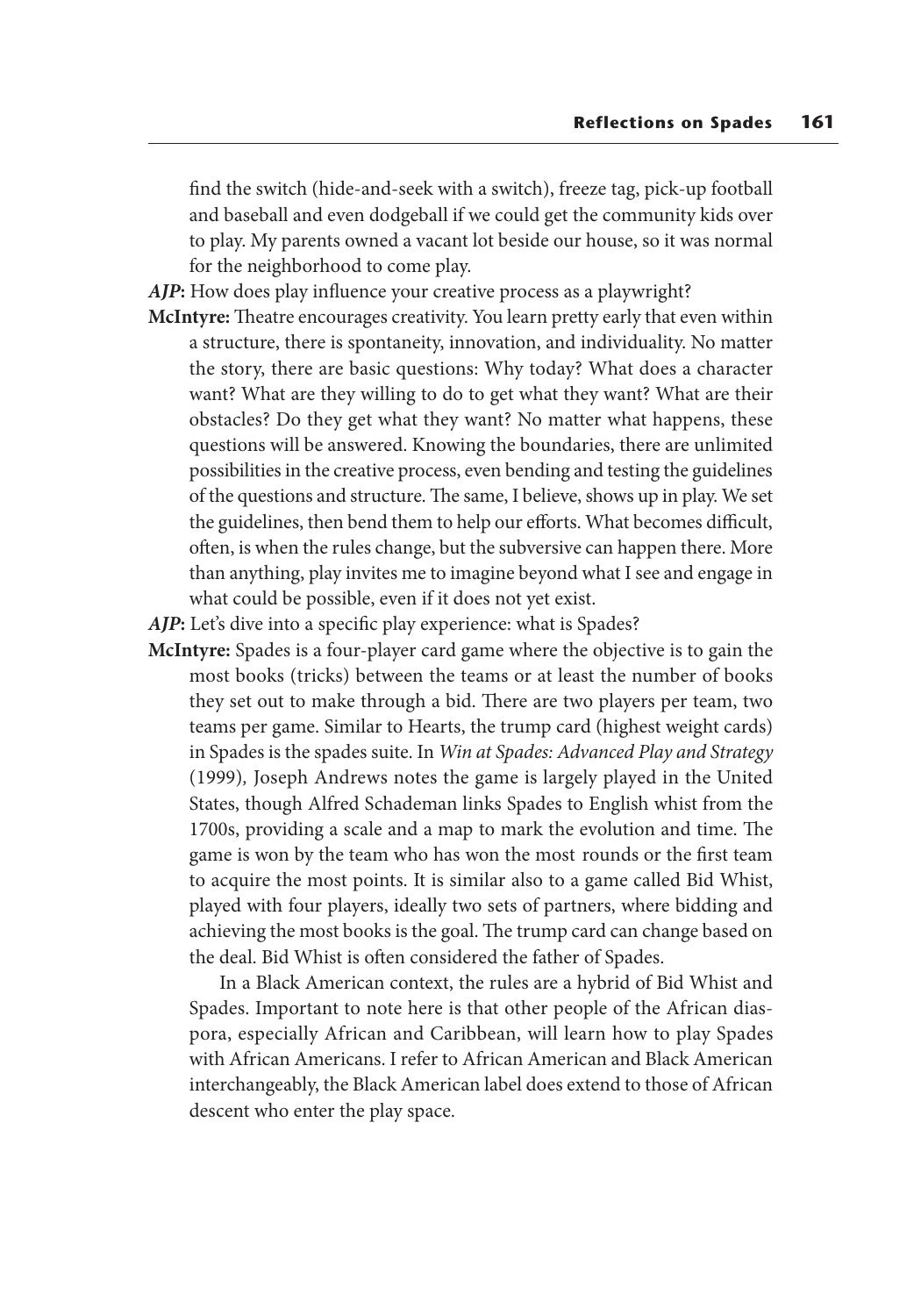find the switch (hide-and-seek with a switch), freeze tag, pick-up football and baseball and even dodgeball if we could get the community kids over to play. My parents owned a vacant lot beside our house, so it was normal for the neighborhood to come play.

***AJP*:** How does play influence your creative process as a playwright?

**McIntyre:** Theatre encourages creativity. You learn pretty early that even within a structure, there is spontaneity, innovation, and individuality. No matter the story, there are basic questions: Why today? What does a character want? What are they willing to do to get what they want? What are their obstacles? Do they get what they want? No matter what happens, these questions will be answered. Knowing the boundaries, there are unlimited possibilities in the creative process, even bending and testing the guidelines of the questions and structure. The same, I believe, shows up in play. We set the guidelines, then bend them to help our efforts. What becomes difficult, often, is when the rules change, but the subversive can happen there. More than anything, play invites me to imagine beyond what I see and engage in what could be possible, even if it does not yet exist.

***AJP*:** Let's dive into a specific play experience: what is Spades?

**McIntyre:** Spades is a four-player card game where the objective is to gain the most books (tricks) between the teams or at least the number of books they set out to make through a bid. There are two players per team, two teams per game. Similar to Hearts, the trump card (highest weight cards) in Spades is the spades suite. In *Win at Spades: Advanced Play and Strategy* (1999), Joseph Andrews notes the game is largely played in the United States, though Alfred Schademan links Spades to English whist from the 1700s, providing a scale and a map to mark the evolution and time. The game is won by the team who has won the most rounds or the first team to acquire the most points. It is similar also to a game called Bid Whist, played with four players, ideally two sets of partners, where bidding and achieving the most books is the goal. The trump card can change based on the deal. Bid Whist is often considered the father of Spades.

In a Black American context, the rules are a hybrid of Bid Whist and Spades. Important to note here is that other people of the African diaspora, especially African and Caribbean, will learn how to play Spades with African Americans. I refer to African American and Black American interchangeably, the Black American label does extend to those of African descent who enter the play space.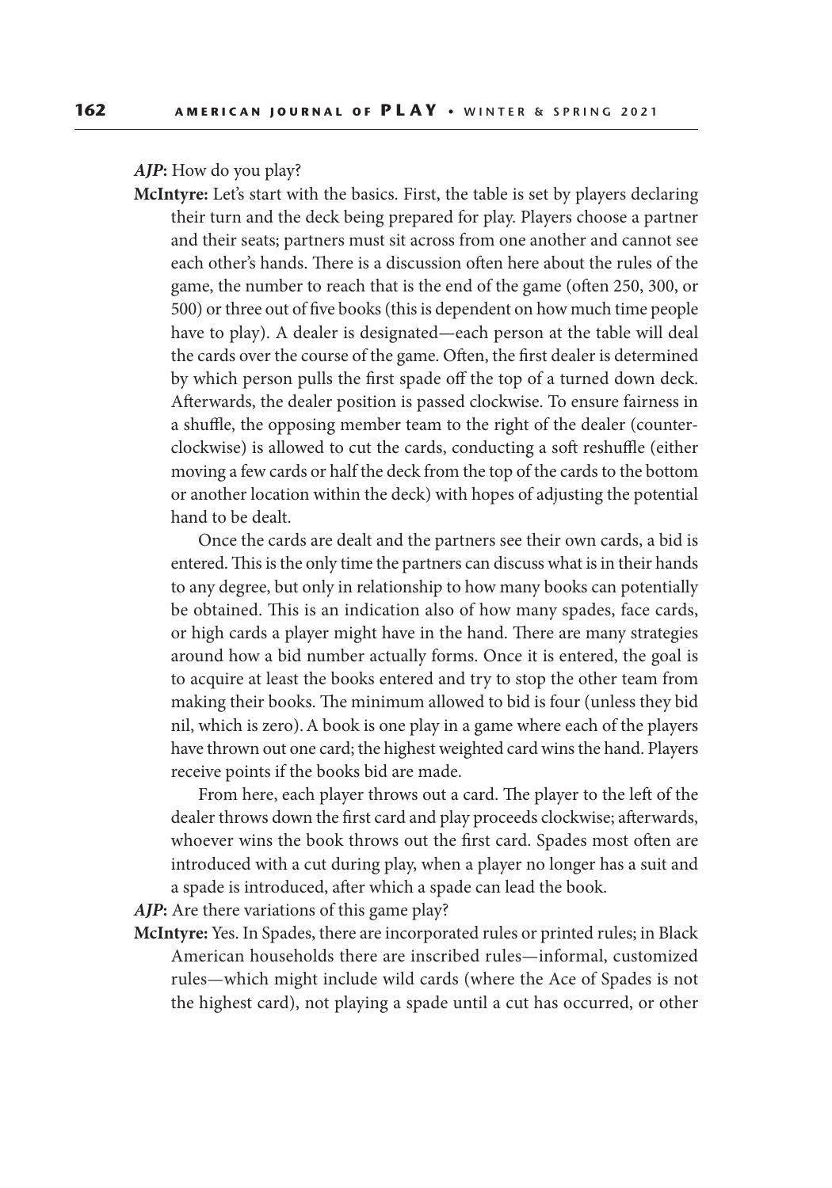***AJP*:** How do you play?

**McIntyre:** Let's start with the basics. First, the table is set by players declaring their turn and the deck being prepared for play. Players choose a partner and their seats; partners must sit across from one another and cannot see each other's hands. There is a discussion often here about the rules of the game, the number to reach that is the end of the game (often 250, 300, or 500) or three out of five books (this is dependent on how much time people have to play). A dealer is designated—each person at the table will deal the cards over the course of the game. Often, the first dealer is determined by which person pulls the first spade off the top of a turned down deck. Afterwards, the dealer position is passed clockwise. To ensure fairness in a shuffle, the opposing member team to the right of the dealer (counterclockwise) is allowed to cut the cards, conducting a soft reshuffle (either moving a few cards or half the deck from the top of the cards to the bottom or another location within the deck) with hopes of adjusting the potential hand to be dealt.

Once the cards are dealt and the partners see their own cards, a bid is entered. This is the only time the partners can discuss what is in their hands to any degree, but only in relationship to how many books can potentially be obtained. This is an indication also of how many spades, face cards, or high cards a player might have in the hand. There are many strategies around how a bid number actually forms. Once it is entered, the goal is to acquire at least the books entered and try to stop the other team from making their books. The minimum allowed to bid is four (unless they bid nil, which is zero). A book is one play in a game where each of the players have thrown out one card; the highest weighted card wins the hand. Players receive points if the books bid are made.

From here, each player throws out a card. The player to the left of the dealer throws down the first card and play proceeds clockwise; afterwards, whoever wins the book throws out the first card. Spades most often are introduced with a cut during play, when a player no longer has a suit and a spade is introduced, after which a spade can lead the book.

***AJP*:** Are there variations of this game play?

**McIntyre:** Yes. In Spades, there are incorporated rules or printed rules; in Black American households there are inscribed rules—informal, customized rules—which might include wild cards (where the Ace of Spades is not the highest card), not playing a spade until a cut has occurred, or other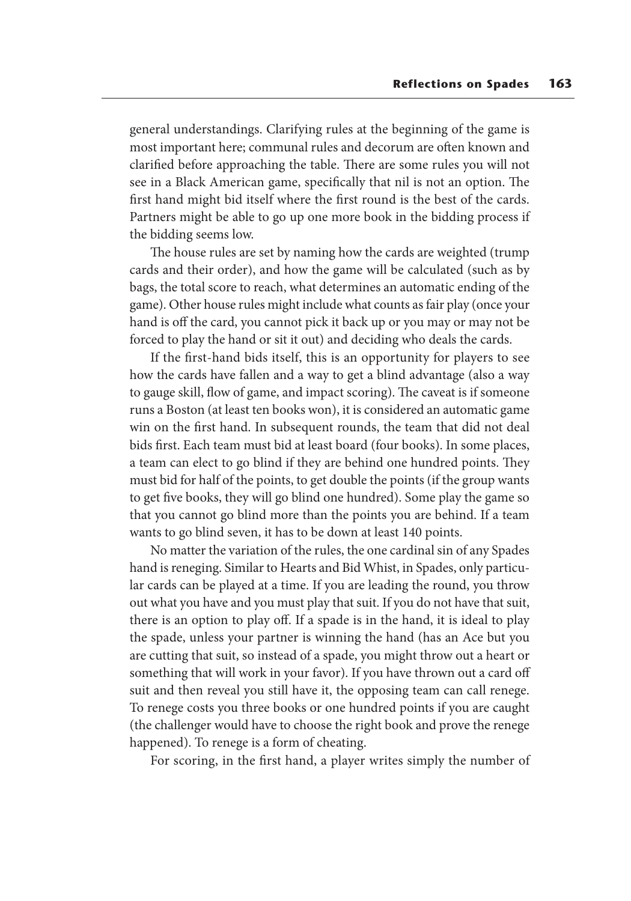general understandings. Clarifying rules at the beginning of the game is most important here; communal rules and decorum are often known and clarified before approaching the table. There are some rules you will not see in a Black American game, specifically that nil is not an option. The first hand might bid itself where the first round is the best of the cards. Partners might be able to go up one more book in the bidding process if the bidding seems low.

The house rules are set by naming how the cards are weighted (trump cards and their order), and how the game will be calculated (such as by bags, the total score to reach, what determines an automatic ending of the game). Other house rules might include what counts as fair play (once your hand is off the card, you cannot pick it back up or you may or may not be forced to play the hand or sit it out) and deciding who deals the cards.

If the first-hand bids itself, this is an opportunity for players to see how the cards have fallen and a way to get a blind advantage (also a way to gauge skill, flow of game, and impact scoring). The caveat is if someone runs a Boston (at least ten books won), it is considered an automatic game win on the first hand. In subsequent rounds, the team that did not deal bids first. Each team must bid at least board (four books). In some places, a team can elect to go blind if they are behind one hundred points. They must bid for half of the points, to get double the points (if the group wants to get five books, they will go blind one hundred). Some play the game so that you cannot go blind more than the points you are behind. If a team wants to go blind seven, it has to be down at least 140 points.

No matter the variation of the rules, the one cardinal sin of any Spades hand is reneging. Similar to Hearts and Bid Whist, in Spades, only particular cards can be played at a time. If you are leading the round, you throw out what you have and you must play that suit. If you do not have that suit, there is an option to play off. If a spade is in the hand, it is ideal to play the spade, unless your partner is winning the hand (has an Ace but you are cutting that suit, so instead of a spade, you might throw out a heart or something that will work in your favor). If you have thrown out a card off suit and then reveal you still have it, the opposing team can call renege. To renege costs you three books or one hundred points if you are caught (the challenger would have to choose the right book and prove the renege happened). To renege is a form of cheating.

For scoring, in the first hand, a player writes simply the number of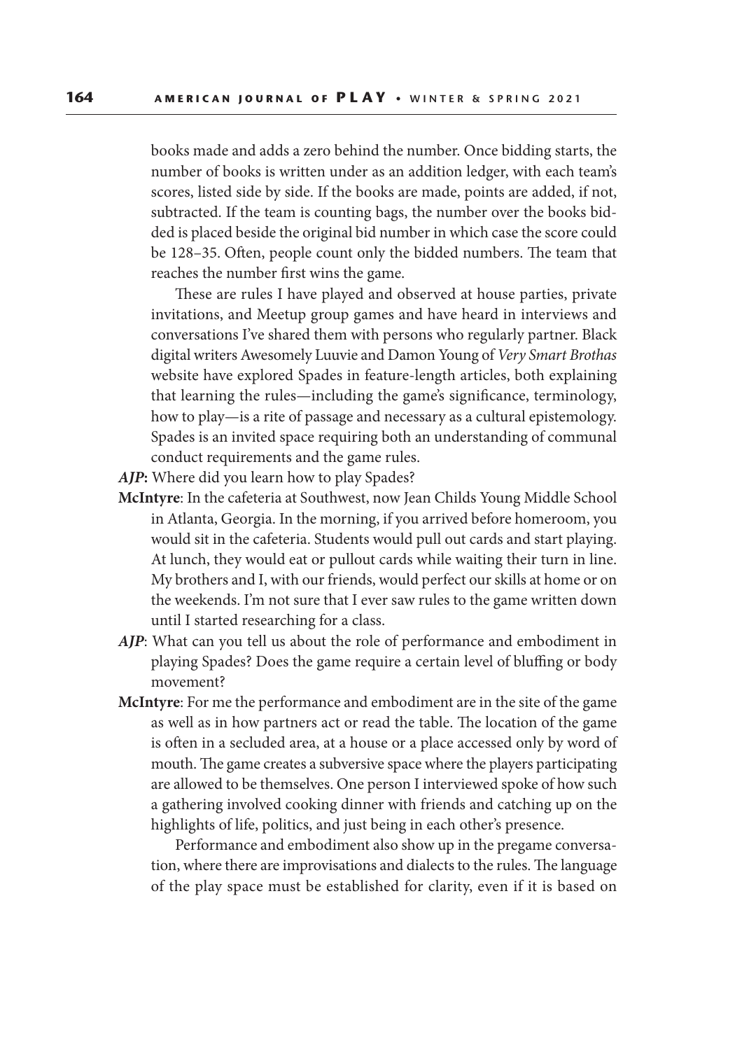books made and adds a zero behind the number. Once bidding starts, the number of books is written under as an addition ledger, with each team's scores, listed side by side. If the books are made, points are added, if not, subtracted. If the team is counting bags, the number over the books bidded is placed beside the original bid number in which case the score could be 128–35. Often, people count only the bidded numbers. The team that reaches the number first wins the game.

These are rules I have played and observed at house parties, private invitations, and Meetup group games and have heard in interviews and conversations I've shared them with persons who regularly partner. Black digital writers Awesomely Luuvie and Damon Young of *Very Smart Brothas* website have explored Spades in feature-length articles, both explaining that learning the rules—including the game's significance, terminology, how to play—is a rite of passage and necessary as a cultural epistemology. Spades is an invited space requiring both an understanding of communal conduct requirements and the game rules.

***AJP*:** Where did you learn how to play Spades?

**McIntyre**: In the cafeteria at Southwest, now Jean Childs Young Middle School in Atlanta, Georgia. In the morning, if you arrived before homeroom, you would sit in the cafeteria. Students would pull out cards and start playing. At lunch, they would eat or pullout cards while waiting their turn in line. My brothers and I, with our friends, would perfect our skills at home or on the weekends. I'm not sure that I ever saw rules to the game written down until I started researching for a class.

***AJP***: What can you tell us about the role of performance and embodiment in playing Spades? Does the game require a certain level of bluffing or body movement?

**McIntyre**: For me the performance and embodiment are in the site of the game as well as in how partners act or read the table. The location of the game is often in a secluded area, at a house or a place accessed only by word of mouth. The game creates a subversive space where the players participating are allowed to be themselves. One person I interviewed spoke of how such a gathering involved cooking dinner with friends and catching up on the highlights of life, politics, and just being in each other's presence.

Performance and embodiment also show up in the pregame conversation, where there are improvisations and dialects to the rules. The language of the play space must be established for clarity, even if it is based on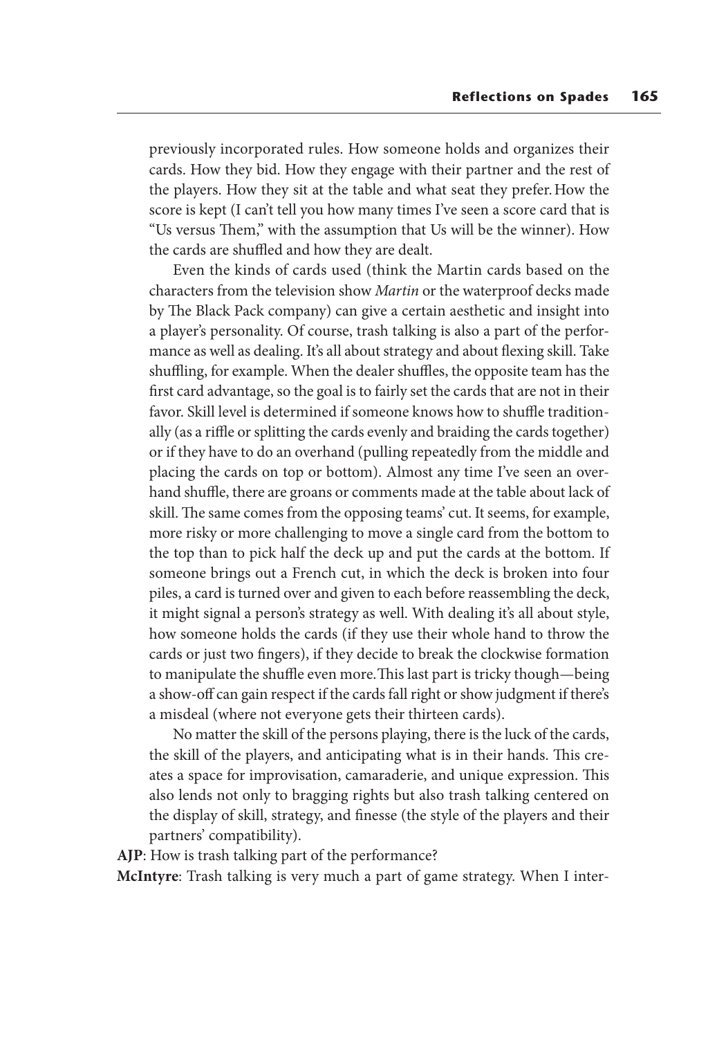previously incorporated rules. How someone holds and organizes their cards. How they bid. How they engage with their partner and the rest of the players. How they sit at the table and what seat they prefer. How the score is kept (I can't tell you how many times I've seen a score card that is "Us versus Them," with the assumption that Us will be the winner). How the cards are shuffled and how they are dealt.

Even the kinds of cards used (think the Martin cards based on the characters from the television show *Martin* or the waterproof decks made by The Black Pack company) can give a certain aesthetic and insight into a player's personality. Of course, trash talking is also a part of the performance as well as dealing. It's all about strategy and about flexing skill. Take shuffling, for example. When the dealer shuffles, the opposite team has the first card advantage, so the goal is to fairly set the cards that are not in their favor. Skill level is determined if someone knows how to shuffle traditionally (as a riffle or splitting the cards evenly and braiding the cards together) or if they have to do an overhand (pulling repeatedly from the middle and placing the cards on top or bottom). Almost any time I've seen an overhand shuffle, there are groans or comments made at the table about lack of skill. The same comes from the opposing teams' cut. It seems, for example, more risky or more challenging to move a single card from the bottom to the top than to pick half the deck up and put the cards at the bottom. If someone brings out a French cut, in which the deck is broken into four piles, a card is turned over and given to each before reassembling the deck, it might signal a person's strategy as well. With dealing it's all about style, how someone holds the cards (if they use their whole hand to throw the cards or just two fingers), if they decide to break the clockwise formation to manipulate the shuffle even more. This last part is tricky though—being a show-off can gain respect if the cards fall right or show judgment if there's a misdeal (where not everyone gets their thirteen cards).

No matter the skill of the persons playing, there is the luck of the cards, the skill of the players, and anticipating what is in their hands. This creates a space for improvisation, camaraderie, and unique expression. This also lends not only to bragging rights but also trash talking centered on the display of skill, strategy, and finesse (the style of the players and their partners' compatibility).

**AJP**: How is trash talking part of the performance?

**McIntyre**: Trash talking is very much a part of game strategy. When I inter-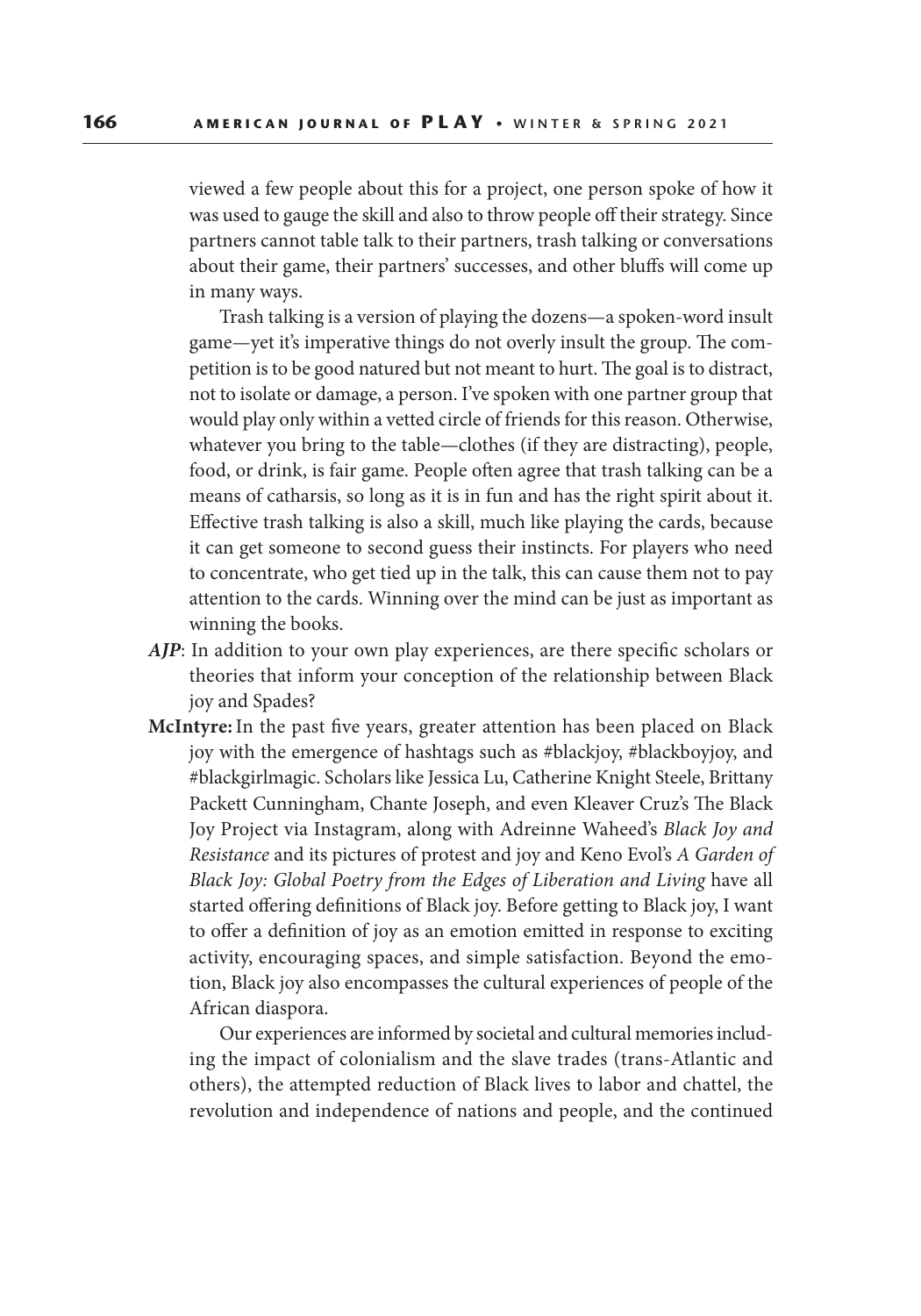viewed a few people about this for a project, one person spoke of how it was used to gauge the skill and also to throw people off their strategy. Since partners cannot table talk to their partners, trash talking or conversations about their game, their partners' successes, and other bluffs will come up in many ways.

Trash talking is a version of playing the dozens—a spoken-word insult game—yet it's imperative things do not overly insult the group. The competition is to be good natured but not meant to hurt. The goal is to distract, not to isolate or damage, a person. I've spoken with one partner group that would play only within a vetted circle of friends for this reason. Otherwise, whatever you bring to the table—clothes (if they are distracting), people, food, or drink, is fair game. People often agree that trash talking can be a means of catharsis, so long as it is in fun and has the right spirit about it. Effective trash talking is also a skill, much like playing the cards, because it can get someone to second guess their instincts. For players who need to concentrate, who get tied up in the talk, this can cause them not to pay attention to the cards. Winning over the mind can be just as important as winning the books.

***AJP***: In addition to your own play experiences, are there specific scholars or theories that inform your conception of the relationship between Black joy and Spades?

**McIntyre:** In the past five years, greater attention has been placed on Black joy with the emergence of hashtags such as #blackjoy, #blackboyjoy, and #blackgirlmagic. Scholars like Jessica Lu, Catherine Knight Steele, Brittany Packett Cunningham, Chante Joseph, and even Kleaver Cruz's The Black Joy Project via Instagram, along with Adreinne Waheed's *Black Joy and Resistance* and its pictures of protest and joy and Keno Evol's *A Garden of Black Joy: Global Poetry from the Edges of Liberation and Living* have all started offering definitions of Black joy. Before getting to Black joy, I want to offer a definition of joy as an emotion emitted in response to exciting activity, encouraging spaces, and simple satisfaction. Beyond the emotion, Black joy also encompasses the cultural experiences of people of the African diaspora.

Our experiences are informed by societal and cultural memories including the impact of colonialism and the slave trades (trans-Atlantic and others), the attempted reduction of Black lives to labor and chattel, the revolution and independence of nations and people, and the continued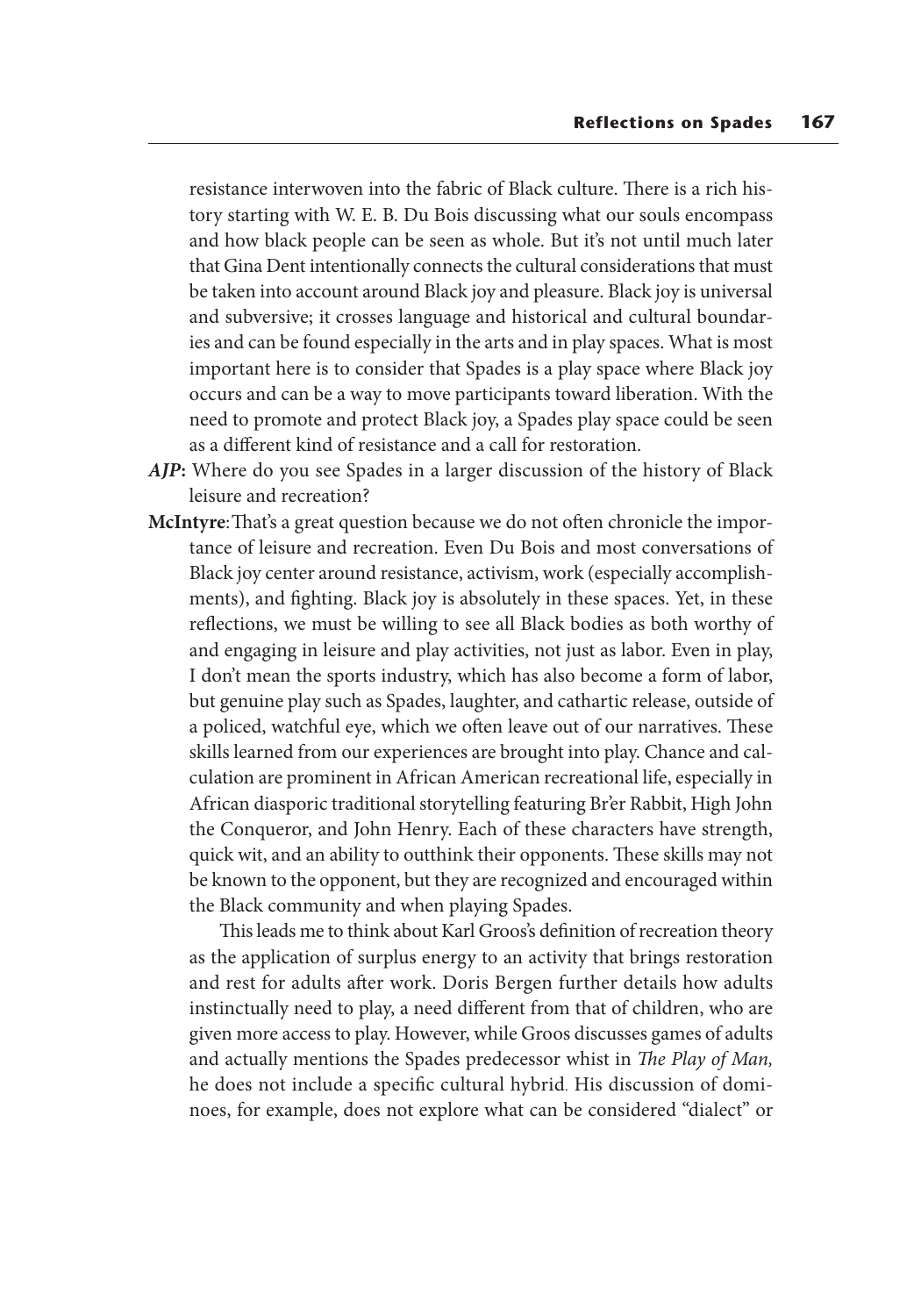resistance interwoven into the fabric of Black culture. There is a rich history starting with W. E. B. Du Bois discussing what our souls encompass and how black people can be seen as whole. But it's not until much later that Gina Dent intentionally connects the cultural considerations that must be taken into account around Black joy and pleasure. Black joy is universal and subversive; it crosses language and historical and cultural boundaries and can be found especially in the arts and in play spaces. What is most important here is to consider that Spades is a play space where Black joy occurs and can be a way to move participants toward liberation. With the need to promote and protect Black joy, a Spades play space could be seen as a different kind of resistance and a call for restoration.

***AJP*****:** Where do you see Spades in a larger discussion of the history of Black leisure and recreation?

**McIntyre**: That's a great question because we do not often chronicle the importance of leisure and recreation. Even Du Bois and most conversations of Black joy center around resistance, activism, work (especially accomplishments), and fighting. Black joy is absolutely in these spaces. Yet, in these reflections, we must be willing to see all Black bodies as both worthy of and engaging in leisure and play activities, not just as labor. Even in play, I don't mean the sports industry, which has also become a form of labor, but genuine play such as Spades, laughter, and cathartic release, outside of a policed, watchful eye, which we often leave out of our narratives. These skills learned from our experiences are brought into play. Chance and calculation are prominent in African American recreational life, especially in African diasporic traditional storytelling featuring Br'er Rabbit, High John the Conqueror, and John Henry. Each of these characters have strength, quick wit, and an ability to outthink their opponents. These skills may not be known to the opponent, but they are recognized and encouraged within the Black community and when playing Spades.

This leads me to think about Karl Groos's definition of recreation theory as the application of surplus energy to an activity that brings restoration and rest for adults after work. Doris Bergen further details how adults instinctually need to play, a need different from that of children, who are given more access to play. However, while Groos discusses games of adults and actually mentions the Spades predecessor whist in *The Play of Man,* he does not include a specific cultural hybrid. His discussion of dominoes, for example, does not explore what can be considered "dialect" or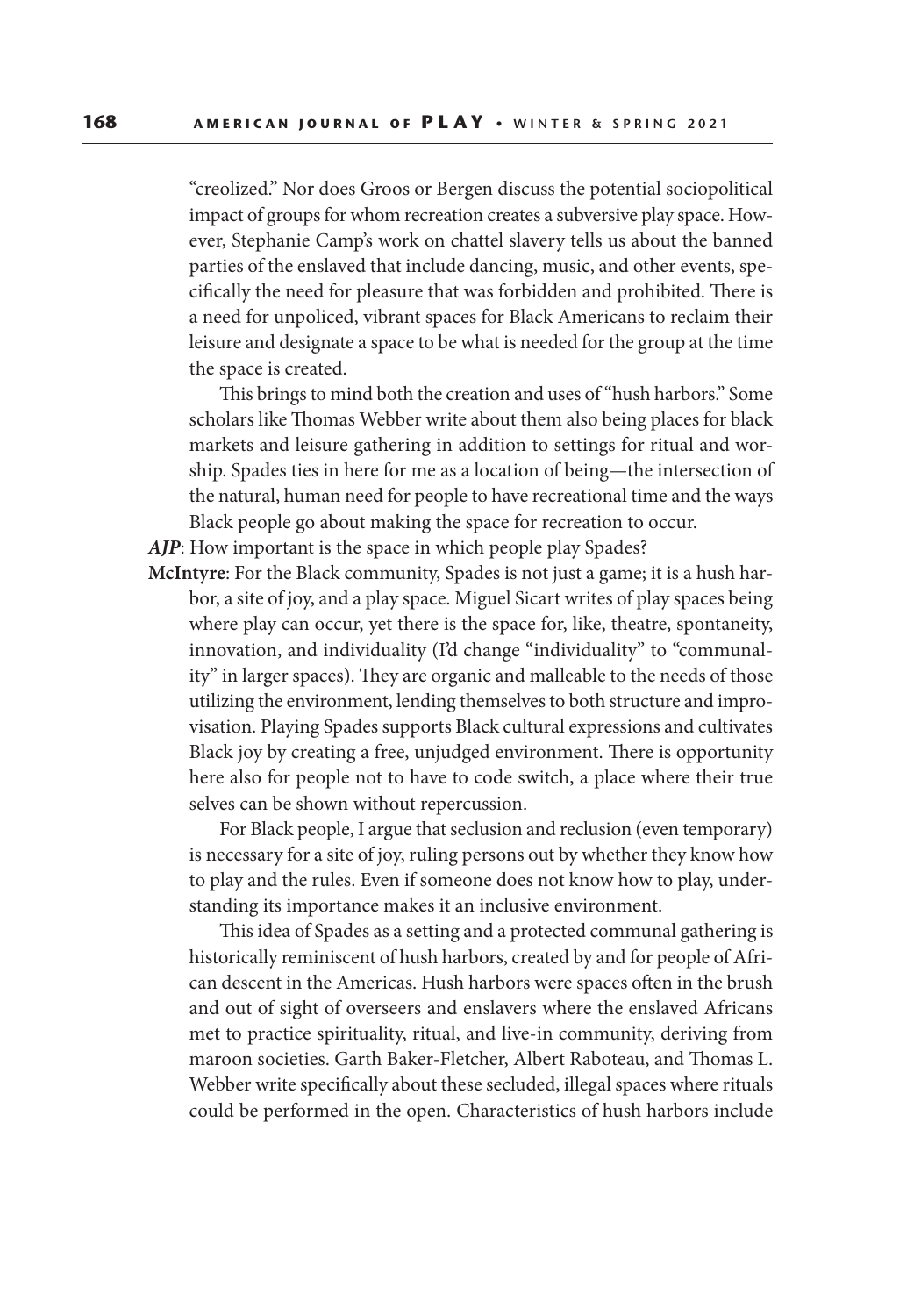"creolized." Nor does Groos or Bergen discuss the potential sociopolitical impact of groups for whom recreation creates a subversive play space. However, Stephanie Camp's work on chattel slavery tells us about the banned parties of the enslaved that include dancing, music, and other events, specifically the need for pleasure that was forbidden and prohibited. There is a need for unpoliced, vibrant spaces for Black Americans to reclaim their leisure and designate a space to be what is needed for the group at the time the space is created.

This brings to mind both the creation and uses of "hush harbors." Some scholars like Thomas Webber write about them also being places for black markets and leisure gathering in addition to settings for ritual and worship. Spades ties in here for me as a location of being—the intersection of the natural, human need for people to have recreational time and the ways Black people go about making the space for recreation to occur.

***AJP***: How important is the space in which people play Spades?

**McIntyre**: For the Black community, Spades is not just a game; it is a hush harbor, a site of joy, and a play space. Miguel Sicart writes of play spaces being where play can occur, yet there is the space for, like, theatre, spontaneity, innovation, and individuality (I'd change "individuality" to "communality" in larger spaces). They are organic and malleable to the needs of those utilizing the environment, lending themselves to both structure and improvisation. Playing Spades supports Black cultural expressions and cultivates Black joy by creating a free, unjudged environment. There is opportunity here also for people not to have to code switch, a place where their true selves can be shown without repercussion.

For Black people, I argue that seclusion and reclusion (even temporary) is necessary for a site of joy, ruling persons out by whether they know how to play and the rules. Even if someone does not know how to play, understanding its importance makes it an inclusive environment.

This idea of Spades as a setting and a protected communal gathering is historically reminiscent of hush harbors, created by and for people of African descent in the Americas. Hush harbors were spaces often in the brush and out of sight of overseers and enslavers where the enslaved Africans met to practice spirituality, ritual, and live-in community, deriving from maroon societies. Garth Baker-Fletcher, Albert Raboteau, and Thomas L. Webber write specifically about these secluded, illegal spaces where rituals could be performed in the open. Characteristics of hush harbors include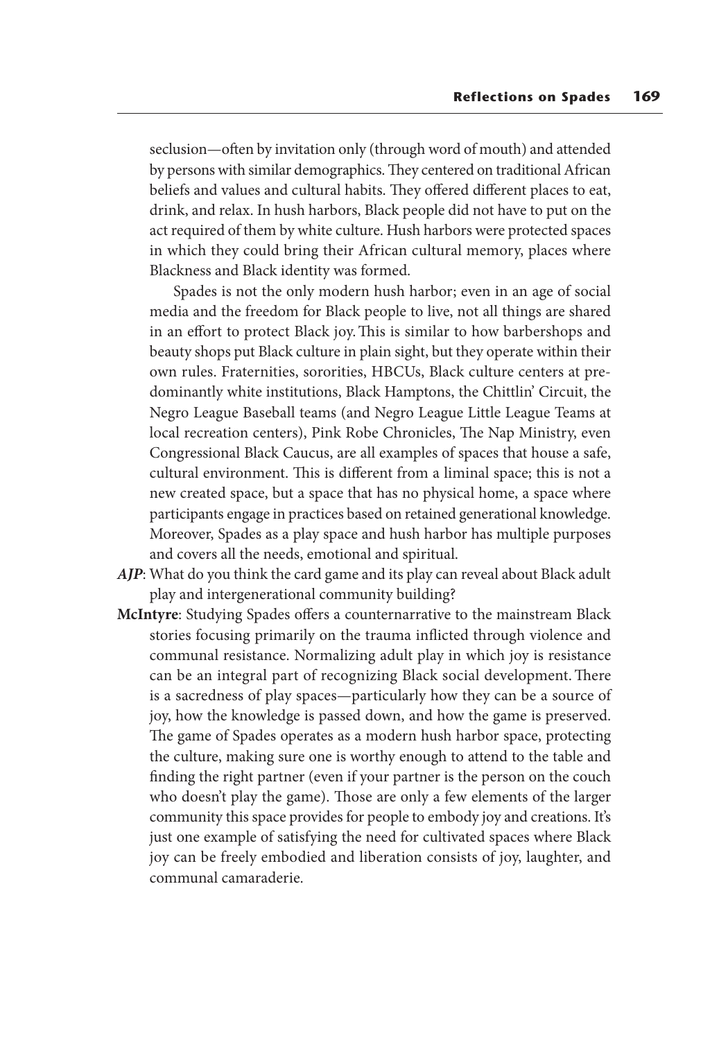seclusion—often by invitation only (through word of mouth) and attended by persons with similar demographics. They centered on traditional African beliefs and values and cultural habits. They offered different places to eat, drink, and relax. In hush harbors, Black people did not have to put on the act required of them by white culture. Hush harbors were protected spaces in which they could bring their African cultural memory, places where Blackness and Black identity was formed.

Spades is not the only modern hush harbor; even in an age of social media and the freedom for Black people to live, not all things are shared in an effort to protect Black joy. This is similar to how barbershops and beauty shops put Black culture in plain sight, but they operate within their own rules. Fraternities, sororities, HBCUs, Black culture centers at predominantly white institutions, Black Hamptons, the Chittlin' Circuit, the Negro League Baseball teams (and Negro League Little League Teams at local recreation centers), Pink Robe Chronicles, The Nap Ministry, even Congressional Black Caucus, are all examples of spaces that house a safe, cultural environment. This is different from a liminal space; this is not a new created space, but a space that has no physical home, a space where participants engage in practices based on retained generational knowledge. Moreover, Spades as a play space and hush harbor has multiple purposes and covers all the needs, emotional and spiritual.

***AJP***: What do you think the card game and its play can reveal about Black adult play and intergenerational community building?

**McIntyre**: Studying Spades offers a counternarrative to the mainstream Black stories focusing primarily on the trauma inflicted through violence and communal resistance. Normalizing adult play in which joy is resistance can be an integral part of recognizing Black social development. There is a sacredness of play spaces—particularly how they can be a source of joy, how the knowledge is passed down, and how the game is preserved. The game of Spades operates as a modern hush harbor space, protecting the culture, making sure one is worthy enough to attend to the table and finding the right partner (even if your partner is the person on the couch who doesn't play the game). Those are only a few elements of the larger community this space provides for people to embody joy and creations. It's just one example of satisfying the need for cultivated spaces where Black joy can be freely embodied and liberation consists of joy, laughter, and communal camaraderie.